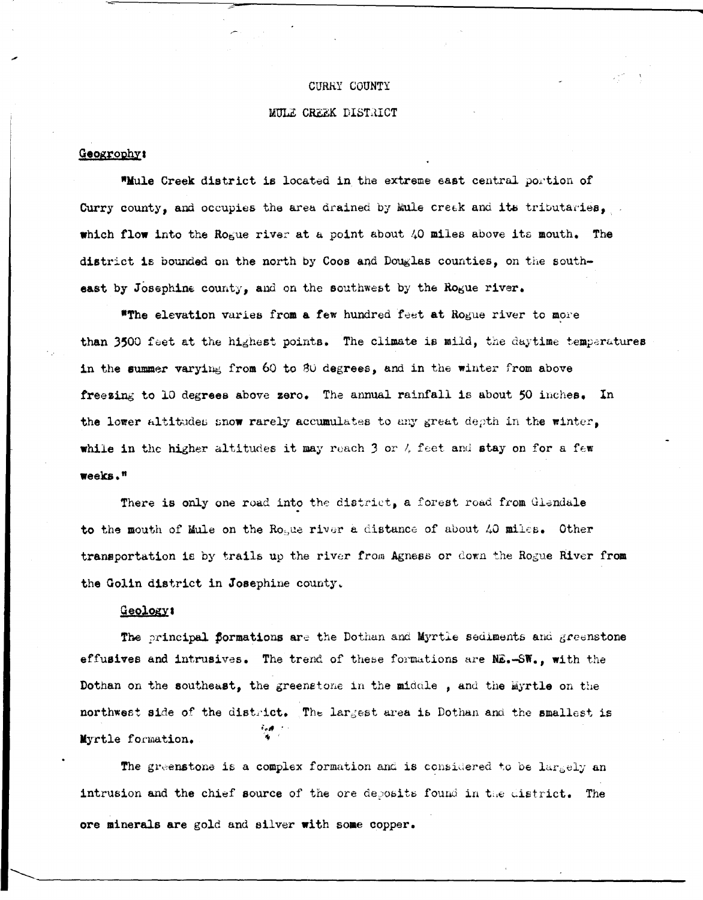# CURRY COUNTY

## MULE CREEK DISTRICT

### Geogrophy:

"Mule Creek district is located in the extreme east central portion of Curry county, and occupies the area drained by Mule creek and its tributaries, which flow into the Rogue river at a point about 40 miles above its mouth. The district is bounded on the north by Coos and Douglas counties, on the southeast by Josephine county, and on the southwest by the Rogue river.

"The elevation varies from a few hundred feet at Rogue river to more than 3500 feet at the highest points. The climate is mild, the daytime temperatures in the summer varying from 60 to 80 degrees, and in the winter from above freezing to 10 degrees above zero. The annual rainfall is about 50 inches. In the lower altitudes snow rarely accumulates to any great depth in the winter, while in the higher altitudes it may reach 3 or 4 feet and stay on for a few weeks."

There is only one road into the district, a forest road from Glendale to the mouth of Mule on the Rogue river a distance of about 40 miles. Other transportation is by trails up the river from Agness or down the Rogue River from the Golin district in Josephine county.

### Geology:

The principal formations are the Dothan and Myrtle sediments and greenstone effusives and intrusives. The trend of these formations are NE.-SW., with the Dothan on the southeast, the greenstone in the middle , and the Myrtle on the northwest side of the district. The largest area is Dothan and the smallest is Myrtle formation.

The greenstone is a complex formation and is considered to be largely an intrusion and the chief source of the ore deposits found in the district. The ore minerals are gold and silver with some copper.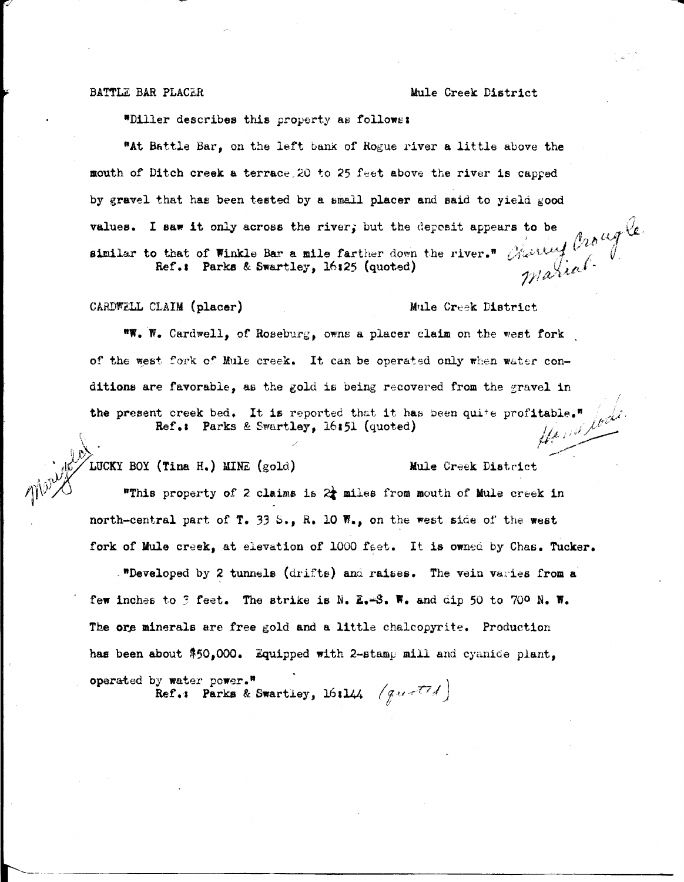BATTLE BAR PLACER Mule Creek District

"Diller describes this property as follows:

"At Battle Bar, on the left bank of Rogue river a little above the mouth of Ditch creek a terrace 20 to 25 feet above the river is capped by gravel that has been tested by a small placer and said to yield good values. I saw it only across the river; but the deposit appears to be similar to that of Winkle Bar a mile farther down the river."

Ref.: Parks & Swartley, 16:25 (quoted)

*Cherry Croagle. Marial.*

CARDWELL CLAIM (placer) Mule Creek District

"W. W. Cardwell, of Roseburg, owns a placer claim on the west fork of the west fork of Mule creek. It can be operated only when water conditions are favorable, as the gold is being recovered from the gravel in the present creek bed. It is reported that it has been quite profitable."

Ref.: Parks & Swartley, 16:51 (quoted)

*Marigold*

LUCKY BOY (Tina H.) MINE (gold) Mule Creek District

"This property of 2 claims is 2¼ miles from mouth of Mule creek in north-central part of T. 33 S., R. 10 W., on the west side of the west fork of Mule creek, at elevation of 1000 feet. It is owned by Chas. Tucker.

"Developed by 2 tunnels (drifts) and raises. The vein varies from a few inches to 3 feet. The strike is N. E.-S. W. and dip 50 to 70° N. W. The ore minerals are free gold and a little chalcopyrite. Production has been about $50,000. Equipped with 2-stamp mill and cyanide plant, operated by water power."

Ref.: Parks & Swartley, 16:144 (quoted)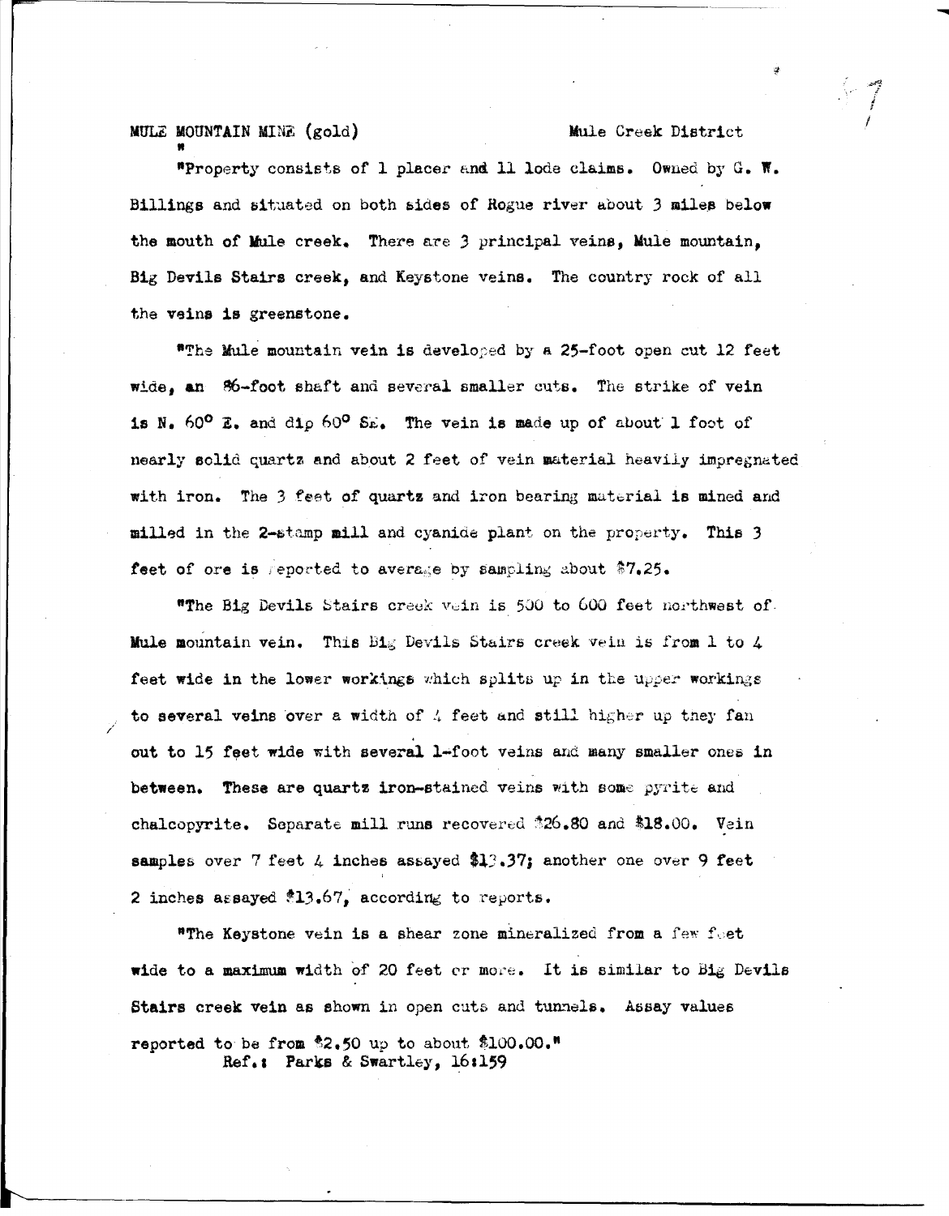MULE MOUNTAIN MINE (gold) Mule Creek District

"Property consists of 1 placer and 11 lode claims. Owned by G. W. Billings and situated on both sides of Rogue river about 3 miles below the mouth of Mule creek. There are 3 principal veins, Mule mountain, Big Devils Stairs creek, and Keystone veins. The country rock of all the veins is greenstone.

"The Mule mountain vein is developed by a 25-foot open cut 12 feet wide, an 86-foot shaft and several smaller cuts. The strike of vein is N. 60° E. and dip 60° SE. The vein is made up of about 1 foot of nearly solid quartz and about 2 feet of vein material heavily impregnated with iron. The 3 feet of quartz and iron bearing material is mined and milled in the 2-stamp mill and cyanide plant on the property. This 3 feet of ore is reported to average by sampling about $7.25.

"The Big Devils Stairs creek vein is 500 to 600 feet northwest of Mule mountain vein. This Big Devils Stairs creek vein is from 1 to 4 feet wide in the lower workings which splits up in the upper workings to several veins over a width of 4 feet and still higher up they fan out to 15 feet wide with several 1-foot veins and many smaller ones in between. These are quartz iron-stained veins with some pyrite and chalcopyrite. Separate mill runs recovered $26.80 and $18.00. Vein samples over 7 feet 4 inches assayed $13.37; another one over 9 feet 2 inches assayed $13.67, according to reports.

"The Keystone vein is a shear zone mineralized from a few feet wide to a maximum width of 20 feet or more. It is similar to Big Devils Stairs creek vein as shown in open cuts and tunnels. Assay values reported to be from $2.50 up to about $100.00."

Ref.: Parks & Swartley, 16:159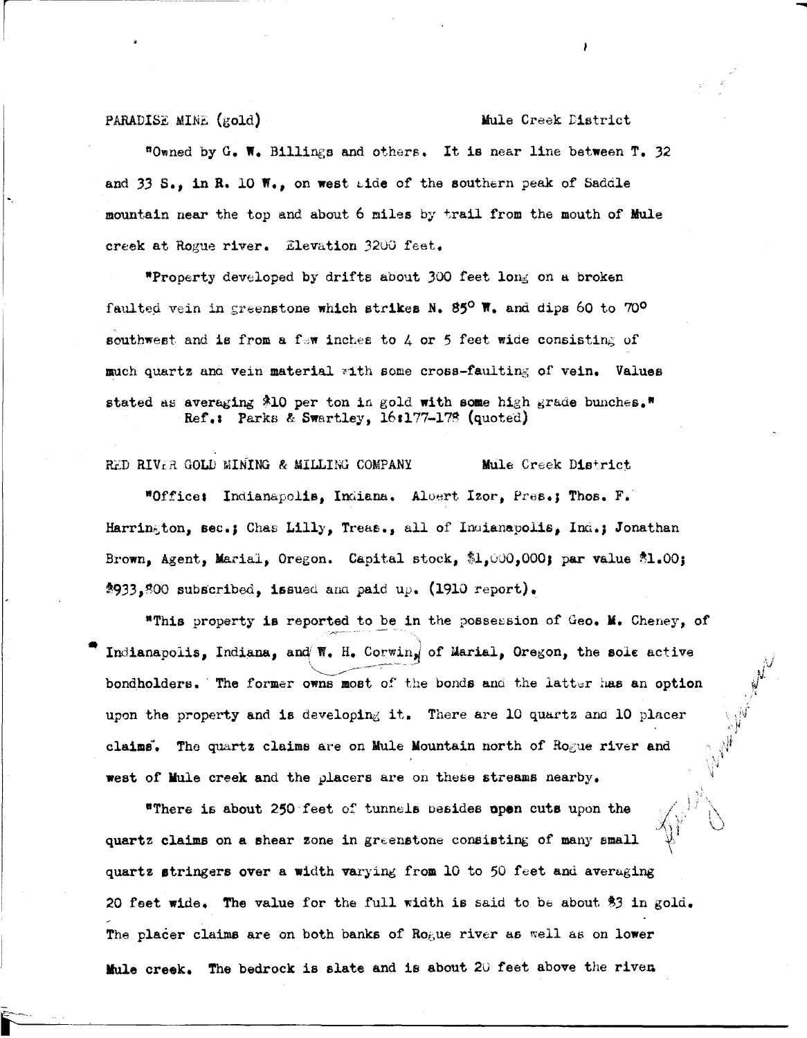PARADISE MINE (gold) Mule Creek District

"Owned by G. W. Billings and others. It is near line between T. 32 and 33 S., in R. 10 W., on west side of the southern peak of Saddle mountain near the top and about 6 miles by trail from the mouth of Mule creek at Rogue river. Elevation 3200 feet.

"Property developed by drifts about 300 feet long on a broken faulted vein in greenstone which strikes N. 85° W. and dips 60 to 70° southwest and is from a few inches to 4 or 5 feet wide consisting of much quartz and vein material with some cross-faulting of vein. Values stated as averaging $10 per ton in gold with some high grade bunches."
Ref.: Parks & Swartley, 16:177-178 (quoted)

RED RIVER GOLD MINING & MILLING COMPANY Mule Creek District

"Office: Indianapolis, Indiana. Albert Izor, Pres.; Thos. F. Harrington, sec.; Chas Lilly, Treas., all of Indianapolis, Ind.; Jonathan Brown, Agent, Marial, Oregon. Capital stock, $1,000,000; par value $1.00; $933,800 subscribed, issued and paid up. (1910 report).

"This property is reported to be in the possession of Geo. M. Cheney, of Indianapolis, Indiana, and W. H. Corwin, of Marial, Oregon, the sole active bondholders. The former owns most of the bonds and the latter has an option upon the property and is developing it. There are 10 quartz and 10 placer claims. The quartz claims are on Mule Mountain north of Rogue river and west of Mule creek and the placers are on these streams nearby.

"There is about 250 feet of tunnels besides open cuts upon the quartz claims on a shear zone in greenstone consisting of many small quartz stringers over a width varying from 10 to 50 feet and averaging 20 feet wide. The value for the full width is said to be about $3 in gold. The placer claims are on both banks of Rogue river as well as on lower Mule creek. The bedrock is slate and is about 20 feet above the river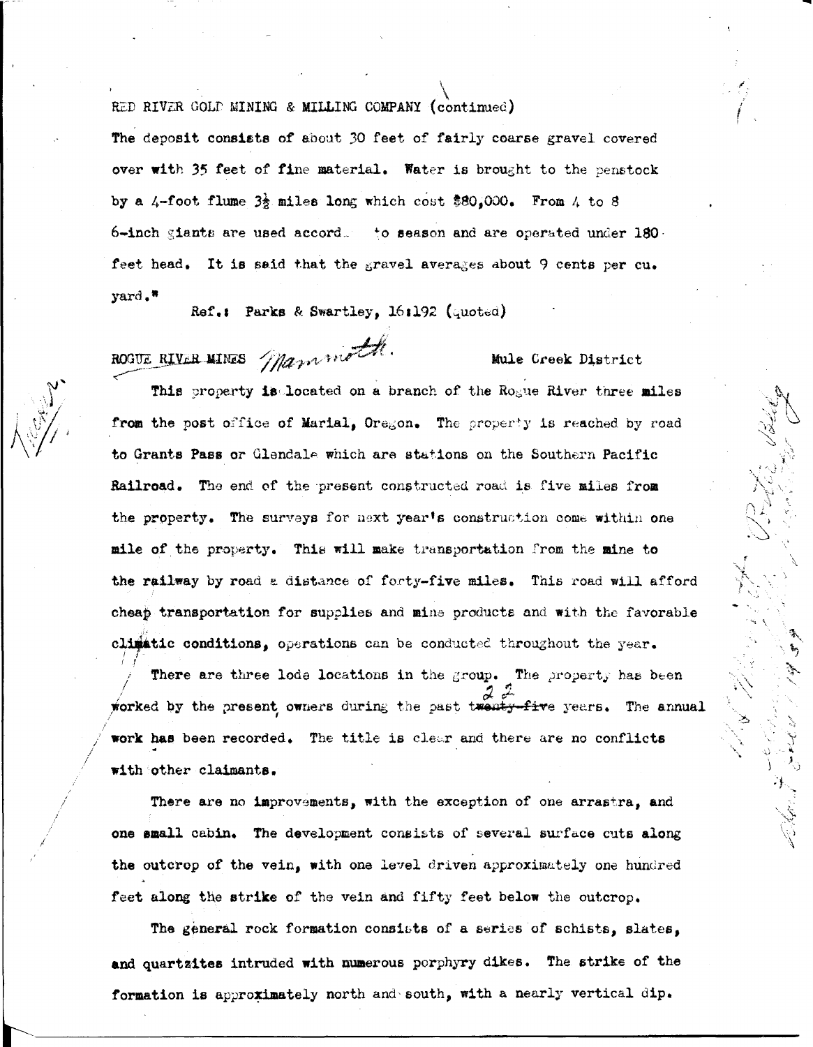RED RIVER GOLD MINING & MILLING COMPANY (continued)

The deposit consists of about 30 feet of fairly coarse gravel covered over with 35 feet of fine material. Water is brought to the penstock by a 4-foot flume $3\frac{1}{2}$ miles long which cost $80,000. From 4 to 8 6-inch giants are used accord. to season and are operated under 180 feet head. It is said that the gravel averages about 9 cents per cu. yard."

Ref.: Parks & Swartley, 16:192 (quoted)

ROGUE RIVER MINES *Mammoth.* Mule Creek District

This property is located on a branch of the Rogue River three miles from the post office of Marial, Oregon. The property is reached by road to Grants Pass or Glendale which are stations on the Southern Pacific Railroad. The end of the present constructed road is five miles from the property. The surveys for next year's construction come within one mile of the property. This will make transportation from the mine to the railway by road a distance of forty-five miles. This road will afford cheap transportation for supplies and mine products and with the favorable climatic conditions, operations can be conducted throughout the year.

There are three lode locations in the group. The property has been worked by the present owners during the past ~~twenty-five~~ 22 years. The annual work has been recorded. The title is clear and there are no conflicts with other claimants.

There are no improvements, with the exception of one arrastra, and one small cabin. The development consists of several surface cuts along the outcrop of the vein, with one level driven approximately one hundred feet along the strike of the vein and fifty feet below the outcrop.

The general rock formation consists of a series of schists, slates, and quartzites intruded with numerous porphyry dikes. The strike of the formation is approximately north and south, with a nearly vertical dip.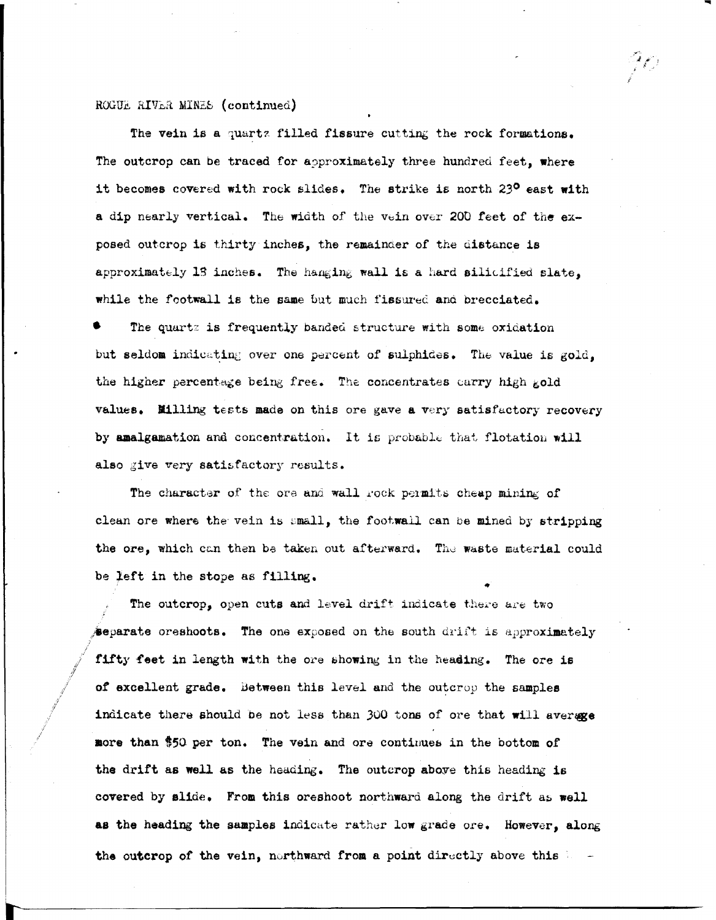ROGUE RIVER MINES (continued)

The vein is a quartz filled fissure cutting the rock formations. The outcrop can be traced for approximately three hundred feet, where it becomes covered with rock slides. The strike is north 23° east with a dip nearly vertical. The width of the vein over 200 feet of the exposed outcrop is thirty inches, the remainder of the distance is approximately 18 inches. The hanging wall is a hard silicified slate, while the footwall is the same but much fissured and brecciated.

The quartz is frequently banded structure with some oxidation but seldom indicating over one percent of sulphides. The value is gold, the higher percentage being free. The concentrates carry high gold values. Milling tests made on this ore gave a very satisfactory recovery by amalgamation and concentration. It is probable that flotation will also give very satisfactory results.

The character of the ore and wall rock permits cheap mining of clean ore where the vein is small, the footwall can be mined by stripping the ore, which can then be taken out afterward. The waste material could be left in the stope as filling.

The outcrop, open cuts and level drift indicate there are two separate oreshoots. The one exposed on the south drift is approximately fifty feet in length with the ore showing in the heading. The ore is of excellent grade. Between this level and the outcrop the samples indicate there should be not less than 300 tons of ore that will average more than $50 per ton. The vein and ore continues in the bottom of the drift as well as the heading. The outcrop above this heading is covered by slide. From this oreshoot northward along the drift as well as the heading the samples indicate rather low grade ore. However, along the outcrop of the vein, northward from a point directly above this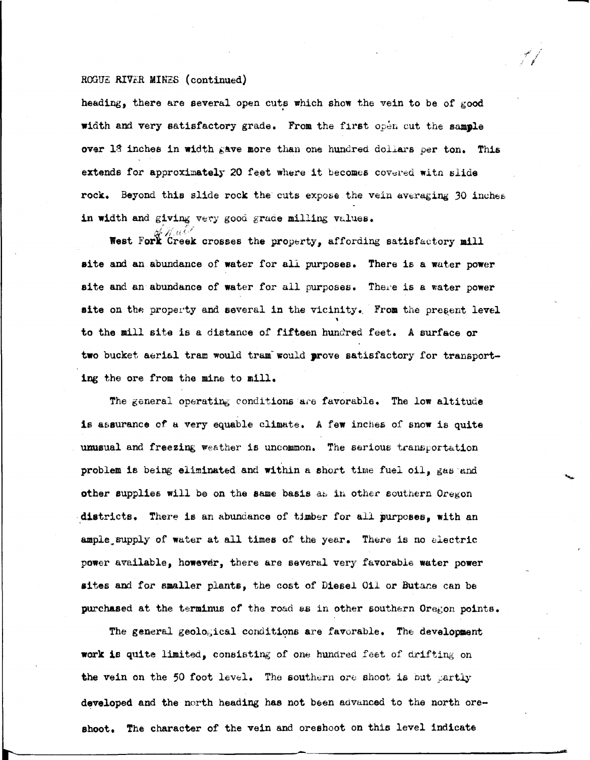ROGUE RIVER MINES (continued)

heading, there are several open cuts which show the vein to be of good width and very satisfactory grade. From the first open cut the sample over 18 inches in width gave more than one hundred dollars per ton. This extends for approximately 20 feet where it becomes covered with slide rock. Beyond this slide rock the cuts expose the vein averaging 30 inches in width and giving very good grade milling values.

West Fork Creek crosses the property, affording satisfactory mill site and an abundance of water for all purposes. There is a water power site and an abundance of water for all purposes. There is a water power site on the property and several in the vicinity. From the present level to the mill site is a distance of fifteen hundred feet. A surface or two bucket aerial tram would tram would prove satisfactory for transporting the ore from the mine to mill.

The general operating conditions are favorable. The low altitude is assurance of a very equable climate. A few inches of snow is quite unusual and freezing weather is uncommon. The serious transportation problem is being eliminated and within a short time fuel oil, gas and other supplies will be on the same basis as in other southern Oregon districts. There is an abundance of timber for all purposes, with an ample supply of water at all times of the year. There is no electric power available, however, there are several very favorable water power sites and for smaller plants, the cost of Diesel Oil or Butane can be purchased at the terminus of the road as in other southern Oregon points.

The general geological conditions are favorable. The development work is quite limited, consisting of one hundred feet of drifting on the vein on the 50 foot level. The southern ore shoot is but partly developed and the north heading has not been advanced to the north oreshoot. The character of the vein and oreshoot on this level indicate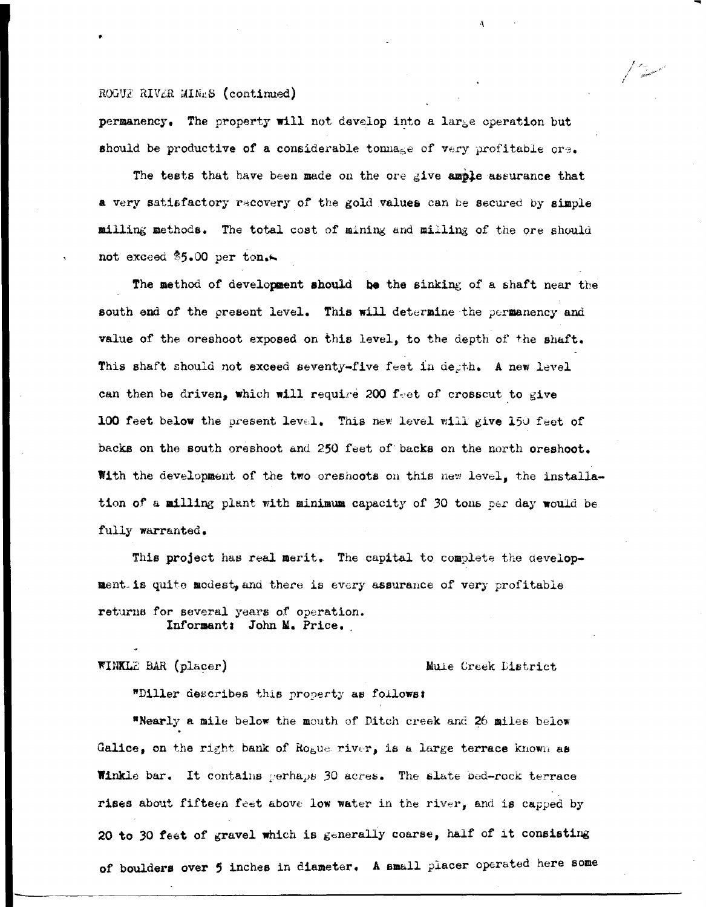ROGUE RIVER MINES (continued)

permanency. The property will not develop into a large operation but should be productive of a considerable tonnage of very profitable ore.

The tests that have been made on the ore give ample assurance that a very satisfactory recovery of the gold values can be secured by simple milling methods. The total cost of mining and milling of the ore should not exceed $5.00 per ton.

The method of development should be the sinking of a shaft near the south end of the present level. This will determine the permanency and value of the oreshoot exposed on this level, to the depth of the shaft. This shaft should not exceed seventy-five feet in depth. A new level can then be driven, which will require 200 feet of crosscut to give 100 feet below the present level. This new level will give 150 feet of backs on the south oreshoot and 250 feet of backs on the north oreshoot. With the development of the two oreshoots on this new level, the installation of a milling plant with minimum capacity of 30 tons per day would be fully warranted.

This project has real merit. The capital to complete the development is quite modest, and there is every assurance of very profitable returns for several years of operation.
Informant: John M. Price.

WINKLE BAR (placer) Mule Creek District

"Diller describes this property as follows:

"Nearly a mile below the mouth of Ditch creek and 26 miles below Galice, on the right bank of Rogue river, is a large terrace known as Winkle bar. It contains perhaps 30 acres. The slate bed-rock terrace rises about fifteen feet above low water in the river, and is capped by 20 to 30 feet of gravel which is generally coarse, half of it consisting of boulders over 5 inches in diameter. A small placer operated here some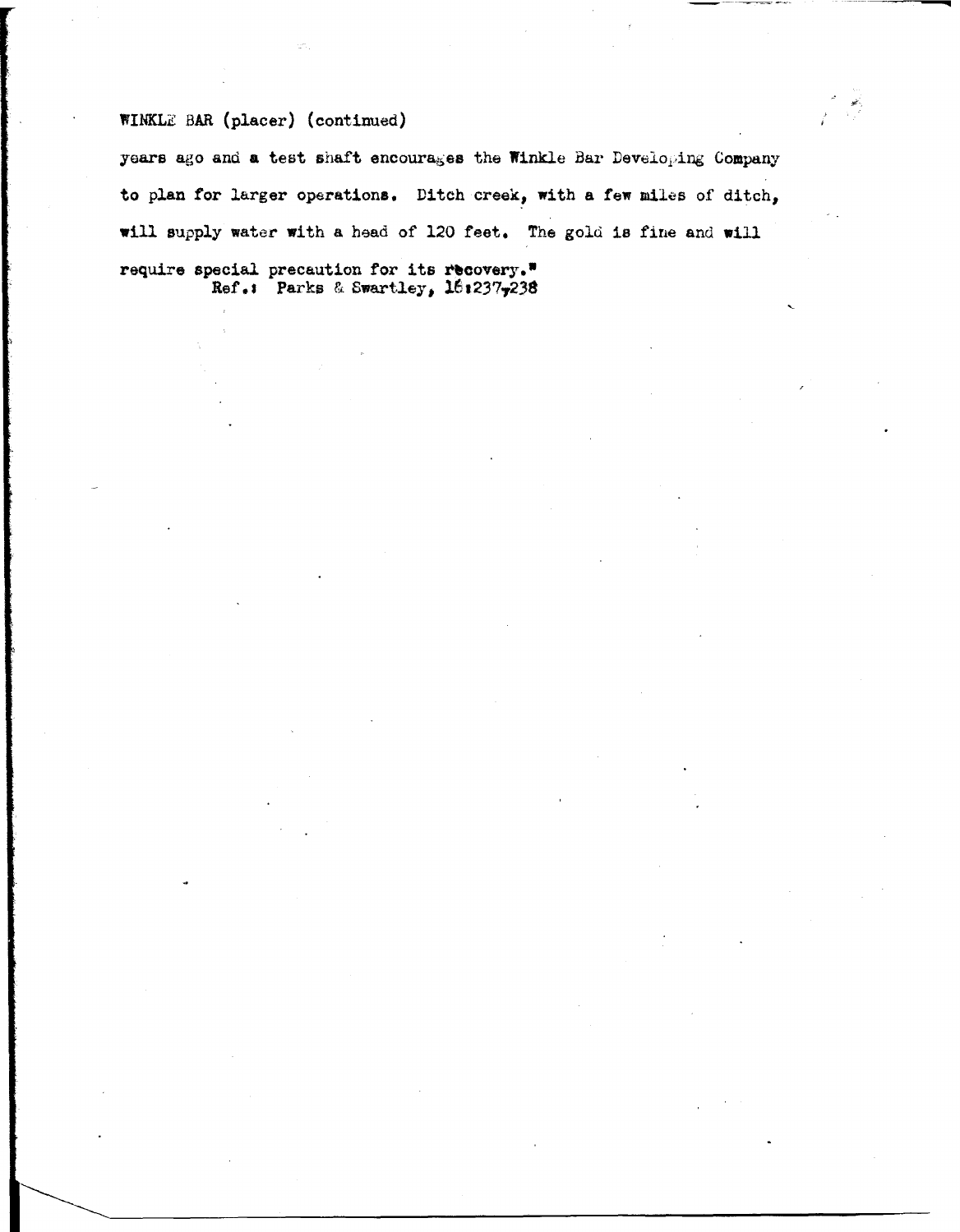WINKLE BAR (placer) (continued)

years ago and a test shaft encourages the Winkle Bar Developing Company to plan for larger operations. Ditch creek, with a few miles of ditch, will supply water with a head of 120 feet. The gold is fine and will require special precaution for its recovery."

Ref.: Parks & Swartley, 16:237-238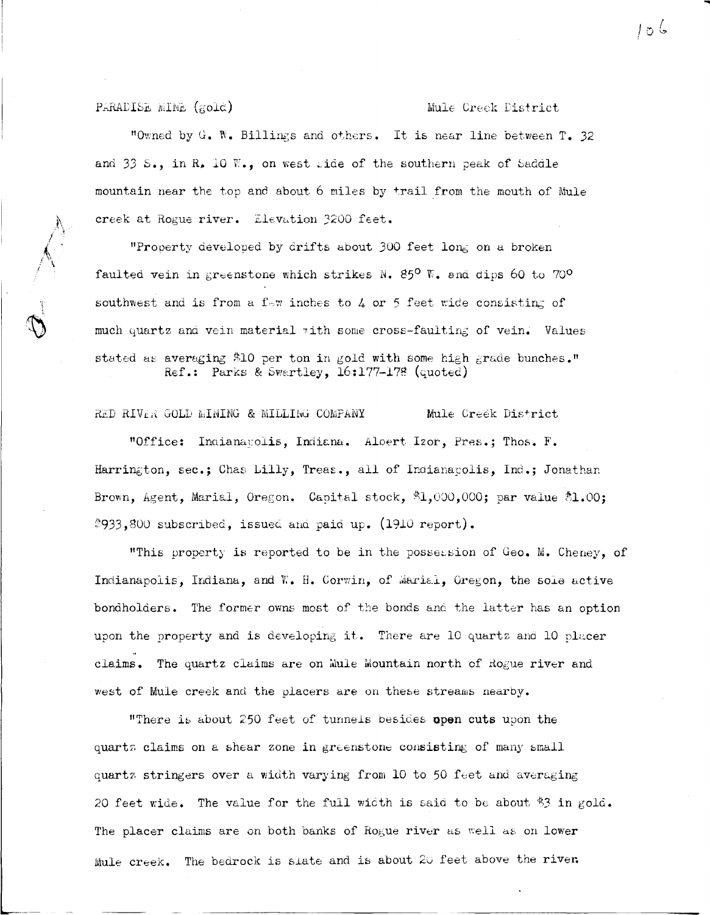PARADISE MINE (gold) Mule Creek District

"Owned by G. W. Billings and others. It is near line between T. 32 and 33 S., in R. 10 W., on west side of the southern peak of Saddle mountain near the top and about 6 miles by trail from the mouth of Mule creek at Rogue river. Elevation 3200 feet.

"Property developed by drifts about 300 feet long on a broken faulted vein in greenstone which strikes N. 85° W. and dips 60 to 70° southwest and is from a few inches to 4 or 5 feet wide consisting of much quartz and vein material with some cross-faulting of vein. Values stated as averaging $10 per ton in gold with some high grade bunches."
Ref.: Parks & Swartley, 16:177-178 (quoted)

RED RIVER GOLD MINING & MILLING COMPANY Mule Creek District

"Office: Indianapolis, Indiana. Albert Izor, Pres.; Thos. F. Harrington, sec.; Chas Lilly, Treas., all of Indianapolis, Ind.; Jonathan Brown, Agent, Marial, Oregon. Capital stock, $1,000,000; par value $1.00; $933,800 subscribed, issued and paid up. (1910 report).

"This property is reported to be in the possession of Geo. M. Cheney, of Indianapolis, Indiana, and W. H. Corwin, of Marial, Oregon, the sole active bondholders. The former owns most of the bonds and the latter has an option upon the property and is developing it. There are 10 quartz and 10 placer claims. The quartz claims are on Mule Mountain north of Rogue river and west of Mule creek and the placers are on these streams nearby.

"There is about 250 feet of tunnels besides **open cuts** upon the quartz claims on a shear zone in greenstone consisting of many small quartz stringers over a width varying from 10 to 50 feet and averaging 20 feet wide. The value for the full width is said to be about $3 in gold. The placer claims are on both banks of Rogue river as well as on lower Mule creek. The bedrock is slate and is about 20 feet above the river.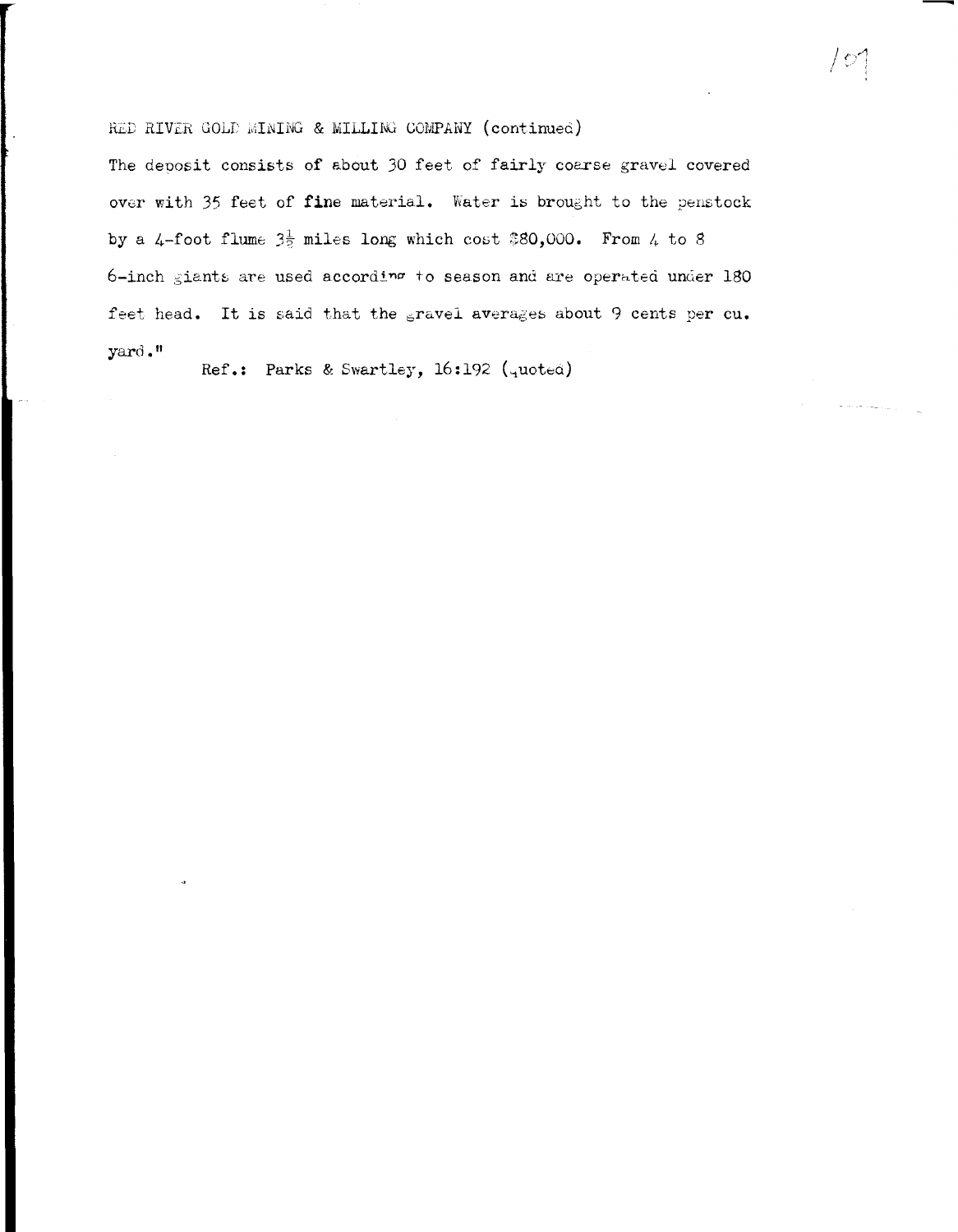RED RIVER GOLD MINING & MILLING COMPANY (continued)

The deposit consists of about 30 feet of fairly coarse gravel covered over with 35 feet of fine material. Water is brought to the penstock by a 4-foot flume $3\frac{1}{2}$ miles long which cost $80,000. From 4 to 8 6-inch giants are used according to season and are operated under 180 feet head. It is said that the gravel averages about 9 cents per cu. yard."

Ref.: Parks & Swartley, 16:192 (quoted)